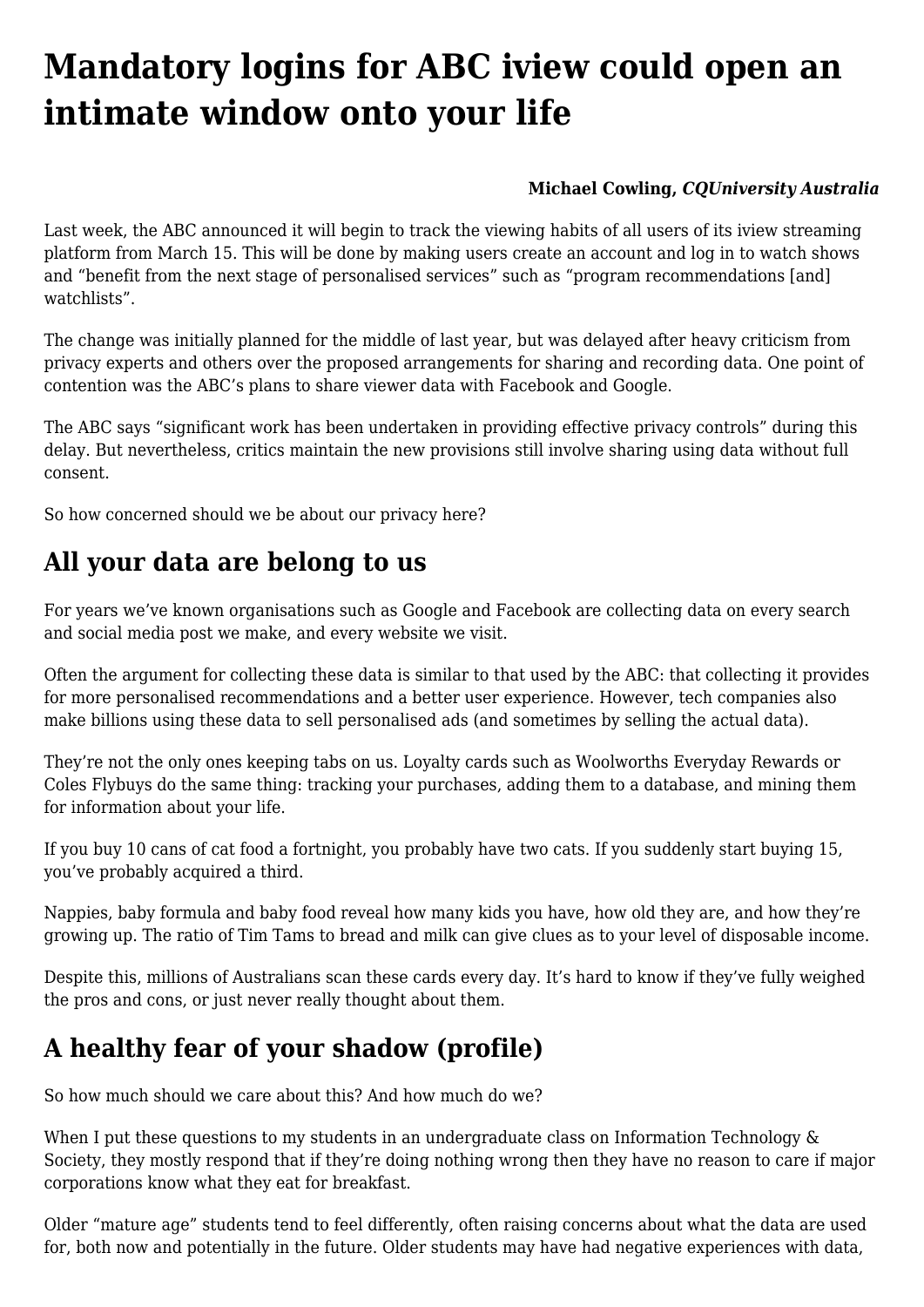# Mandatory logins for ABC iview could open an intimate window onto your life

**Michael Cowling, *CQUniversity Australia***

Last week, the ABC announced it will begin to track the viewing habits of all users of its iview streaming platform from March 15. This will be done by making users create an account and log in to watch shows and "benefit from the next stage of personalised services" such as "program recommendations [and] watchlists".

The change was initially planned for the middle of last year, but was delayed after heavy criticism from privacy experts and others over the proposed arrangements for sharing and recording data. One point of contention was the ABC's plans to share viewer data with Facebook and Google.

The ABC says "significant work has been undertaken in providing effective privacy controls" during this delay. But nevertheless, critics maintain the new provisions still involve sharing using data without full consent.

So how concerned should we be about our privacy here?

## All your data are belong to us

For years we've known organisations such as Google and Facebook are collecting data on every search and social media post we make, and every website we visit.

Often the argument for collecting these data is similar to that used by the ABC: that collecting it provides for more personalised recommendations and a better user experience. However, tech companies also make billions using these data to sell personalised ads (and sometimes by selling the actual data).

They're not the only ones keeping tabs on us. Loyalty cards such as Woolworths Everyday Rewards or Coles Flybuys do the same thing: tracking your purchases, adding them to a database, and mining them for information about your life.

If you buy 10 cans of cat food a fortnight, you probably have two cats. If you suddenly start buying 15, you've probably acquired a third.

Nappies, baby formula and baby food reveal how many kids you have, how old they are, and how they're growing up. The ratio of Tim Tams to bread and milk can give clues as to your level of disposable income.

Despite this, millions of Australians scan these cards every day. It's hard to know if they've fully weighed the pros and cons, or just never really thought about them.

## A healthy fear of your shadow (profile)

So how much should we care about this? And how much do we?

When I put these questions to my students in an undergraduate class on Information Technology & Society, they mostly respond that if they're doing nothing wrong then they have no reason to care if major corporations know what they eat for breakfast.

Older "mature age" students tend to feel differently, often raising concerns about what the data are used for, both now and potentially in the future. Older students may have had negative experiences with data,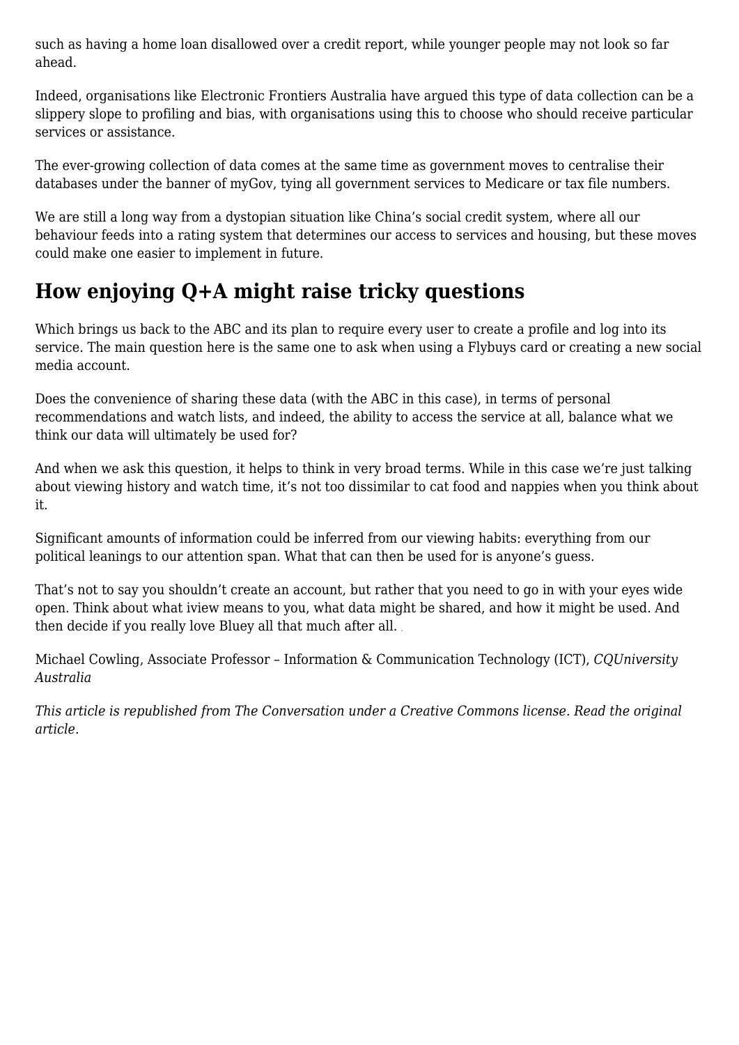such as having a home loan disallowed over a credit report, while younger people may not look so far ahead.

Indeed, organisations like Electronic Frontiers Australia have argued this type of data collection can be a slippery slope to profiling and bias, with organisations using this to choose who should receive particular services or assistance.

The ever-growing collection of data comes at the same time as government moves to centralise their databases under the banner of myGov, tying all government services to Medicare or tax file numbers.

We are still a long way from a dystopian situation like China's social credit system, where all our behaviour feeds into a rating system that determines our access to services and housing, but these moves could make one easier to implement in future.

## How enjoying Q+A might raise tricky questions

Which brings us back to the ABC and its plan to require every user to create a profile and log into its service. The main question here is the same one to ask when using a Flybuys card or creating a new social media account.

Does the convenience of sharing these data (with the ABC in this case), in terms of personal recommendations and watch lists, and indeed, the ability to access the service at all, balance what we think our data will ultimately be used for?

And when we ask this question, it helps to think in very broad terms. While in this case we're just talking about viewing history and watch time, it's not too dissimilar to cat food and nappies when you think about it.

Significant amounts of information could be inferred from our viewing habits: everything from our political leanings to our attention span. What that can then be used for is anyone's guess.

That's not to say you shouldn't create an account, but rather that you need to go in with your eyes wide open. Think about what iview means to you, what data might be shared, and how it might be used. And then decide if you really love Bluey all that much after all.

Michael Cowling, Associate Professor – Information & Communication Technology (ICT), *CQUniversity Australia*

*This article is republished from The Conversation under a Creative Commons license. Read the original article.*